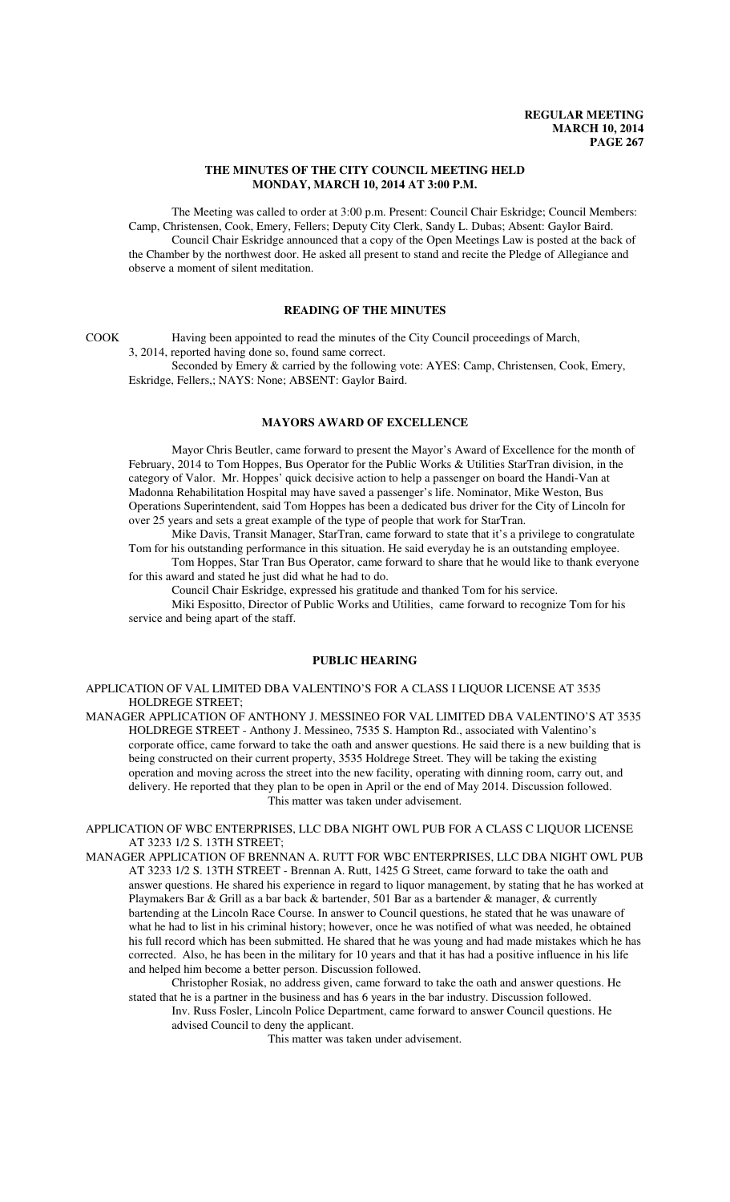## THE MINUTES OF THE CITY COUNCIL MEETING HELD MONDAY, MARCH 10, 2014 AT 3:00 P.M.

The Meeting was called to order at 3:00 p.m. Present: Council Chair Eskridge; Council Members: Camp, Christensen, Cook, Emery, Fellers; Deputy City Clerk, Sandy L. Dubas; Absent: Gaylor Baird.

Council Chair Eskridge announced that a copy of the Open Meetings Law is posted at the back of the Chamber by the northwest door. He asked all present to stand and recite the Pledge of Allegiance and observe a moment of silent meditation.

## READING OF THE MINUTES

COOK Having been appointed to read the minutes of the City Council proceedings of March, 3, 2014, reported having done so, found same correct.

Seconded by Emery & carried by the following vote: AYES: Camp, Christensen, Cook, Emery, Eskridge, Fellers,; NAYS: None; ABSENT: Gaylor Baird.

## MAYORS AWARD OF EXCELLENCE

Mayor Chris Beutler, came forward to present the Mayor's Award of Excellence for the month of February, 2014 to Tom Hoppes, Bus Operator for the Public Works & Utilities StarTran division, in the category of Valor. Mr. Hoppes' quick decisive action to help a passenger on board the Handi-Van at Madonna Rehabilitation Hospital may have saved a passenger's life. Nominator, Mike Weston, Bus Operations Superintendent, said Tom Hoppes has been a dedicated bus driver for the City of Lincoln for over 25 years and sets a great example of the type of people that work for StarTran.

Mike Davis, Transit Manager, StarTran, came forward to state that it's a privilege to congratulate Tom for his outstanding performance in this situation. He said everyday he is an outstanding employee.

Tom Hoppes, Star Tran Bus Operator, came forward to share that he would like to thank everyone for this award and stated he just did what he had to do.

Council Chair Eskridge, expressed his gratitude and thanked Tom for his service.

Miki Esposito, Director of Public Works and Utilities, came forward to recognize Tom for his service and being apart of the staff.

## PUBLIC HEARING

APPLICATION OF VAL LIMITED DBA VALENTINO'S FOR A CLASS I LIQUOR LICENSE AT 3535 HOLDREGE STREET;

MANAGER APPLICATION OF ANTHONY J. MESSINEO FOR VAL LIMITED DBA VALENTINO'S AT 3535 HOLDREGE STREET - Anthony J. Messineo, 7535 S. Hampton Rd., associated with Valentino's corporate office, came forward to take the oath and answer questions. He said there is a new building that is being constructed on their current property, 3535 Holdrege Street. They will be taking the existing operation and moving across the street into the new facility, operating with dinning room, carry out, and delivery. He reported that they plan to be open in April or the end of May 2014. Discussion followed.

This matter was taken under advisement.

APPLICATION OF WBC ENTERPRISES, LLC DBA NIGHT OWL PUB FOR A CLASS C LIQUOR LICENSE AT 3233 1/2 S. 13TH STREET;

MANAGER APPLICATION OF BRENNAN A. RUTT FOR WBC ENTERPRISES, LLC DBA NIGHT OWL PUB AT 3233 1/2 S. 13TH STREET - Brennan A. Rutt, 1425 G Street, came forward to take the oath and answer questions. He shared his experience in regard to liquor management, by stating that he has worked at Playmakers Bar & Grill as a bar back & bartender, 501 Bar as a bartender & manager, & currently bartending at the Lincoln Race Course. In answer to Council questions, he stated that he was unaware of what he had to list in his criminal history; however, once he was notified of what was needed, he obtained his full record which has been submitted. He shared that he was young and had made mistakes which he has corrected. Also, he has been in the military for 10 years and that it has had a positive influence in his life and helped him become a better person. Discussion followed.

Christopher Rosiak, no address given, came forward to take the oath and answer questions. He stated that he is a partner in the business and has 6 years in the bar industry. Discussion followed.

Inv. Russ Fosler, Lincoln Police Department, came forward to answer Council questions. He advised Council to deny the applicant.

This matter was taken under advisement.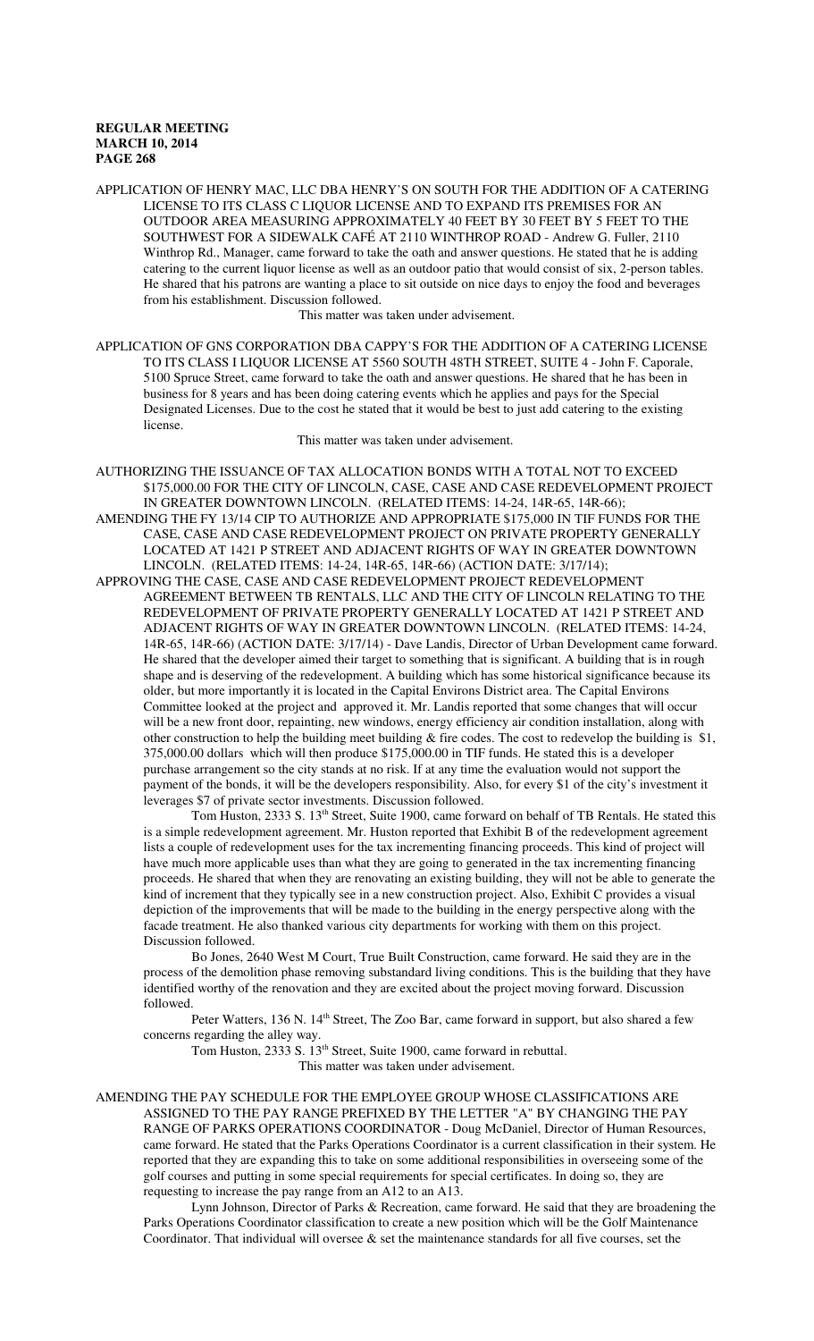APPLICATION OF HENRY MAC, LLC DBA HENRY'S ON SOUTH FOR THE ADDITION OF A CATERING LICENSE TO ITS CLASS C LIQUOR LICENSE AND TO EXPAND ITS PREMISES FOR AN OUTDOOR AREA MEASURING APPROXIMATELY 40 FEET BY 30 FEET BY 5 FEET TO THE SOUTHWEST FOR A SIDEWALK CAFÉ AT 2110 WINTHROP ROAD - Andrew G. Fuller, 2110 Winthrop Rd., Manager, came forward to take the oath and answer questions. He stated that he is adding catering to the current liquor license as well as an outdoor patio that would consist of six, 2-person tables. He shared that his patrons are wanting a place to sit outside on nice days to enjoy the food and beverages from his establishment. Discussion followed.

This matter was taken under advisement.

APPLICATION OF GNS CORPORATION DBA CAPPY'S FOR THE ADDITION OF A CATERING LICENSE TO ITS CLASS I LIQUOR LICENSE AT 5560 SOUTH 48TH STREET, SUITE 4 - John F. Caporale, 5100 Spruce Street, came forward to take the oath and answer questions. He shared that he has been in business for 8 years and has been doing catering events which he applies and pays for the Special Designated Licenses. Due to the cost he stated that it would be best to just add catering to the existing license.

This matter was taken under advisement.

AUTHORIZING THE ISSUANCE OF TAX ALLOCATION BONDS WITH A TOTAL NOT TO EXCEED $175,000.00 FOR THE CITY OF LINCOLN, CASE, CASE AND CASE REDEVELOPMENT PROJECT IN GREATER DOWNTOWN LINCOLN. (RELATED ITEMS: 14-24, 14R-65, 14R-66);

AMENDING THE FY 13/14 CIP TO AUTHORIZE AND APPROPRIATE $175,000 IN TIF FUNDS FOR THE CASE, CASE AND CASE REDEVELOPMENT PROJECT ON PRIVATE PROPERTY GENERALLY LOCATED AT 1421 P STREET AND ADJACENT RIGHTS OF WAY IN GREATER DOWNTOWN LINCOLN. (RELATED ITEMS: 14-24, 14R-65, 14R-66) (ACTION DATE: 3/17/14);

APPROVING THE CASE, CASE AND CASE REDEVELOPMENT PROJECT REDEVELOPMENT AGREEMENT BETWEEN TB RENTALS, LLC AND THE CITY OF LINCOLN RELATING TO THE REDEVELOPMENT OF PRIVATE PROPERTY GENERALLY LOCATED AT 1421 P STREET AND ADJACENT RIGHTS OF WAY IN GREATER DOWNTOWN LINCOLN. (RELATED ITEMS: 14-24, 14R-65, 14R-66) (ACTION DATE: 3/17/14) - Dave Landis, Director of Urban Development came forward. He shared that the developer aimed their target to something that is significant. A building that is in rough shape and is deserving of the redevelopment. A building which has some historical significance because its older, but more importantly it is located in the Capital Environs District area. The Capital Environs Committee looked at the project and approved it. Mr. Landis reported that some changes that will occur will be a new front door, repainting, new windows, energy efficiency air condition installation, along with other construction to help the building meet building & fire codes. The cost to redevelop the building is $1, 375,000.00 dollars which will then produce $175,000.00 in TIF funds. He stated this is a developer purchase arrangement so the city stands at no risk. If at any time the evaluation would not support the payment of the bonds, it will be the developers responsibility. Also, for every $1 of the city's investment it leverages $7 of private sector investments. Discussion followed.

Tom Huston, 2333 S. 13th Street, Suite 1900, came forward on behalf of TB Rentals. He stated this is a simple redevelopment agreement. Mr. Huston reported that Exhibit B of the redevelopment agreement lists a couple of redevelopment uses for the tax incrementing financing proceeds. This kind of project will have much more applicable uses than what they are going to generated in the tax incrementing financing proceeds. He shared that when they are renovating an existing building, they will not be able to generate the kind of increment that they typically see in a new construction project. Also, Exhibit C provides a visual depiction of the improvements that will be made to the building in the energy perspective along with the facade treatment. He also thanked various city departments for working with them on this project. Discussion followed.

Bo Jones, 2640 West M Court, True Built Construction, came forward. He said they are in the process of the demolition phase removing substandard living conditions. This is the building that they have identified worthy of the renovation and they are excited about the project moving forward. Discussion followed.

Peter Watters, 136 N. 14th Street, The Zoo Bar, came forward in support, but also shared a few concerns regarding the alley way.

Tom Huston, 2333 S. 13th Street, Suite 1900, came forward in rebuttal.

This matter was taken under advisement.

AMENDING THE PAY SCHEDULE FOR THE EMPLOYEE GROUP WHOSE CLASSIFICATIONS ARE ASSIGNED TO THE PAY RANGE PREFIXED BY THE LETTER "A" BY CHANGING THE PAY RANGE OF PARKS OPERATIONS COORDINATOR - Doug McDaniel, Director of Human Resources, came forward. He stated that the Parks Operations Coordinator is a current classification in their system. He reported that they are expanding this to take on some additional responsibilities in overseeing some of the golf courses and putting in some special requirements for special certificates. In doing so, they are requesting to increase the pay range from an A12 to an A13.

Lynn Johnson, Director of Parks & Recreation, came forward. He said that they are broadening the Parks Operations Coordinator classification to create a new position which will be the Golf Maintenance Coordinator. That individual will oversee & set the maintenance standards for all five courses, set the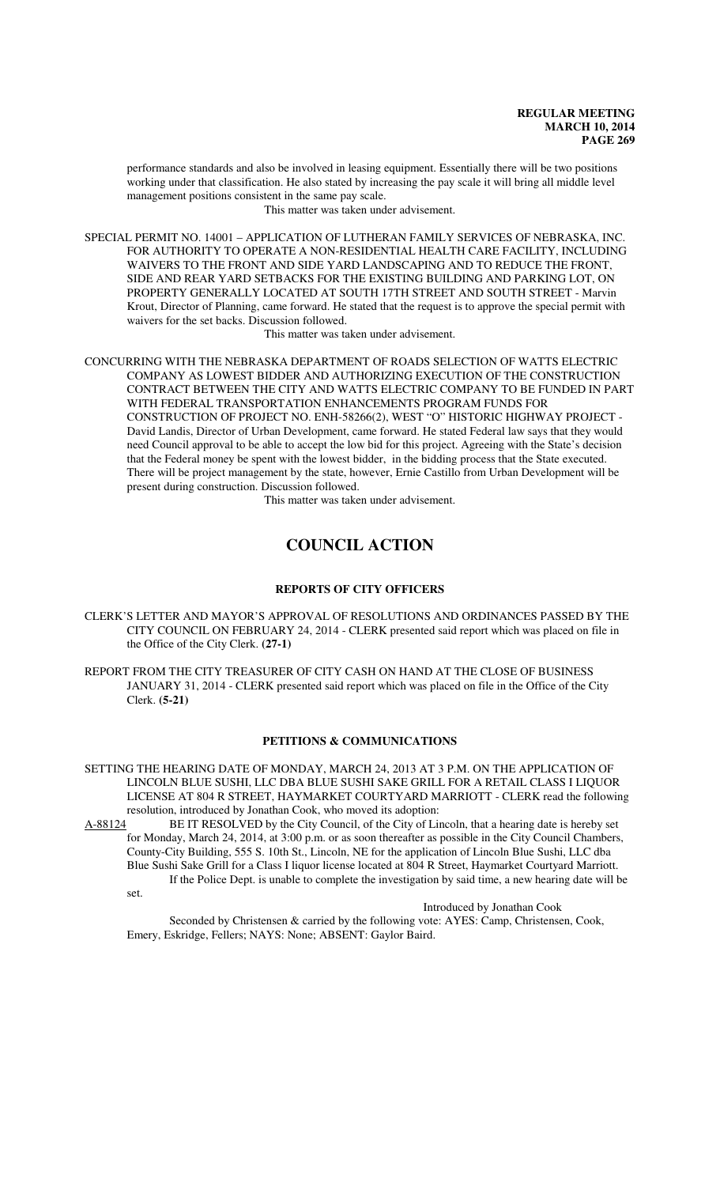performance standards and also be involved in leasing equipment. Essentially there will be two positions working under that classification. He also stated by increasing the pay scale it will bring all middle level management positions consistent in the same pay scale.

This matter was taken under advisement.

SPECIAL PERMIT NO. 14001 – APPLICATION OF LUTHERAN FAMILY SERVICES OF NEBRASKA, INC. FOR AUTHORITY TO OPERATE A NON-RESIDENTIAL HEALTH CARE FACILITY, INCLUDING WAIVERS TO THE FRONT AND SIDE YARD LANDSCAPING AND TO REDUCE THE FRONT, SIDE AND REAR YARD SETBACKS FOR THE EXISTING BUILDING AND PARKING LOT, ON PROPERTY GENERALLY LOCATED AT SOUTH 17TH STREET AND SOUTH STREET - Marvin Krout, Director of Planning, came forward. He stated that the request is to approve the special permit with waivers for the set backs. Discussion followed.

This matter was taken under advisement.

CONCURRING WITH THE NEBRASKA DEPARTMENT OF ROADS SELECTION OF WATTS ELECTRIC COMPANY AS LOWEST BIDDER AND AUTHORIZING EXECUTION OF THE CONSTRUCTION CONTRACT BETWEEN THE CITY AND WATTS ELECTRIC COMPANY TO BE FUNDED IN PART WITH FEDERAL TRANSPORTATION ENHANCEMENTS PROGRAM FUNDS FOR CONSTRUCTION OF PROJECT NO. ENH-58266(2), WEST "O" HISTORIC HIGHWAY PROJECT - David Landis, Director of Urban Development, came forward. He stated Federal law says that they would need Council approval to be able to accept the low bid for this project. Agreeing with the State's decision that the Federal money be spent with the lowest bidder, in the bidding process that the State executed. There will be project management by the state, however, Ernie Castillo from Urban Development will be present during construction. Discussion followed.

This matter was taken under advisement.

# COUNCIL ACTION

## REPORTS OF CITY OFFICERS

CLERK'S LETTER AND MAYOR'S APPROVAL OF RESOLUTIONS AND ORDINANCES PASSED BY THE CITY COUNCIL ON FEBRUARY 24, 2014 - CLERK presented said report which was placed on file in the Office of the City Clerk. **(27-1)**

REPORT FROM THE CITY TREASURER OF CITY CASH ON HAND AT THE CLOSE OF BUSINESS JANUARY 31, 2014 - CLERK presented said report which was placed on file in the Office of the City Clerk. **(5-21)**

## PETITIONS & COMMUNICATIONS

SETTING THE HEARING DATE OF MONDAY, MARCH 24, 2013 AT 3 P.M. ON THE APPLICATION OF LINCOLN BLUE SUSHI, LLC DBA BLUE SUSHI SAKE GRILL FOR A RETAIL CLASS I LIQUOR LICENSE AT 804 R STREET, HAYMARKET COURTYARD MARRIOTT - CLERK read the following resolution, introduced by Jonathan Cook, who moved its adoption:

A-88124 BE IT RESOLVED by the City Council, of the City of Lincoln, that a hearing date is hereby set for Monday, March 24, 2014, at 3:00 p.m. or as soon thereafter as possible in the City Council Chambers, County-City Building, 555 S. 10th St., Lincoln, NE for the application of Lincoln Blue Sushi, LLC dba Blue Sushi Sake Grill for a Class I liquor license located at 804 R Street, Haymarket Courtyard Marriott.

If the Police Dept. is unable to complete the investigation by said time, a new hearing date will be set.

Introduced by Jonathan Cook

Seconded by Christensen & carried by the following vote: AYES: Camp, Christensen, Cook, Emery, Eskridge, Fellers; NAYS: None; ABSENT: Gaylor Baird.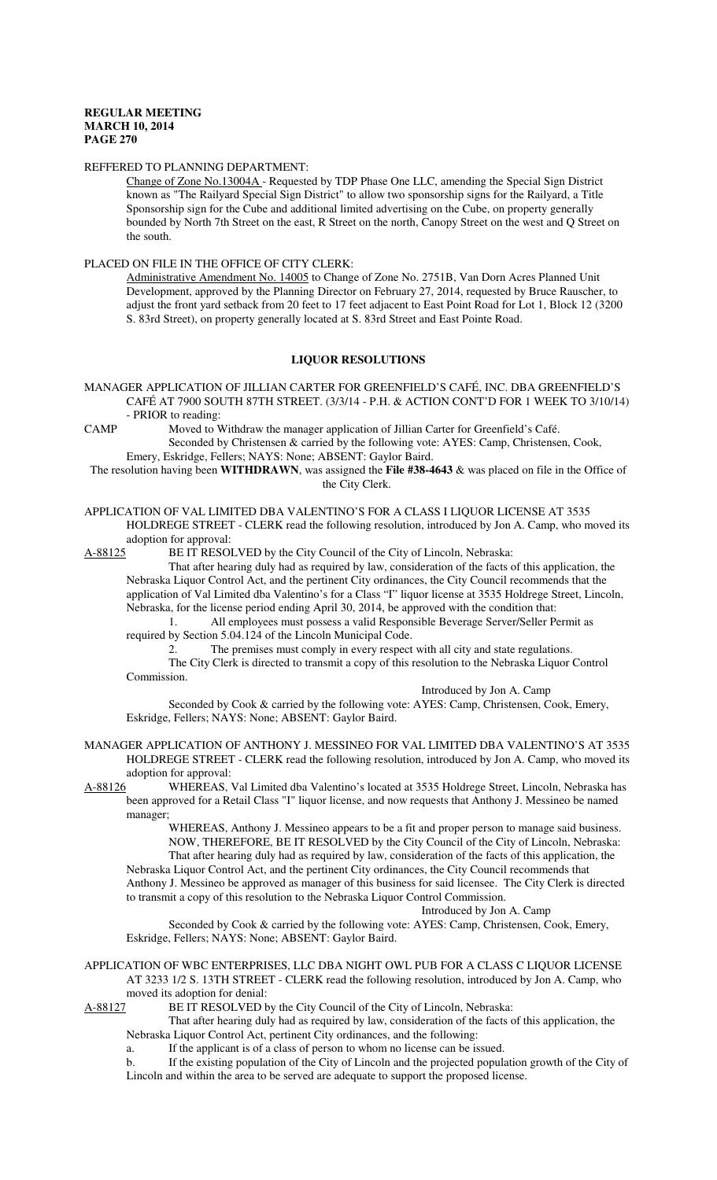REFFERED TO PLANNING DEPARTMENT:

Change of Zone No.13004A - Requested by TDP Phase One LLC, amending the Special Sign District known as "The Railyard Special Sign District" to allow two sponsorship signs for the Railyard, a Title Sponsorship sign for the Cube and additional limited advertising on the Cube, on property generally bounded by North 7th Street on the east, R Street on the north, Canopy Street on the west and Q Street on the south.

PLACED ON FILE IN THE OFFICE OF CITY CLERK:

Administrative Amendment No. 14005 to Change of Zone No. 2751B, Van Dorn Acres Planned Unit Development, approved by the Planning Director on February 27, 2014, requested by Bruce Rauscher, to adjust the front yard setback from 20 feet to 17 feet adjacent to East Point Road for Lot 1, Block 12 (3200 S. 83rd Street), on property generally located at S. 83rd Street and East Pointe Road.

## LIQUOR RESOLUTIONS

MANAGER APPLICATION OF JILLIAN CARTER FOR GREENFIELD'S CAFÉ, INC. DBA GREENFIELD'S CAFÉ AT 7900 SOUTH 87TH STREET. (3/3/14 - P.H. & ACTION CONT'D FOR 1 WEEK TO 3/10/14) - PRIOR to reading:

CAMP Moved to Withdraw the manager application of Jillian Carter for Greenfield's Café.

Seconded by Christensen & carried by the following vote: AYES: Camp, Christensen, Cook, Emery, Eskridge, Fellers; NAYS: None; ABSENT: Gaylor Baird.

The resolution having been **WITHDRAWN**, was assigned the **File #38-4643** & was placed on file in the Office of the City Clerk.

APPLICATION OF VAL LIMITED DBA VALENTINO'S FOR A CLASS I LIQUOR LICENSE AT 3535 HOLDREGE STREET - CLERK read the following resolution, introduced by Jon A. Camp, who moved its adoption for approval:

A-88125 BE IT RESOLVED by the City Council of the City of Lincoln, Nebraska:

That after hearing duly had as required by law, consideration of the facts of this application, the Nebraska Liquor Control Act, and the pertinent City ordinances, the City Council recommends that the application of Val Limited dba Valentino's for a Class "I" liquor license at 3535 Holdrege Street, Lincoln, Nebraska, for the license period ending April 30, 2014, be approved with the condition that:

1. All employees must possess a valid Responsible Beverage Server/Seller Permit as required by Section 5.04.124 of the Lincoln Municipal Code.
2. The premises must comply in every respect with all city and state regulations.

The City Clerk is directed to transmit a copy of this resolution to the Nebraska Liquor Control Commission.

Introduced by Jon A. Camp

Seconded by Cook & carried by the following vote: AYES: Camp, Christensen, Cook, Emery, Eskridge, Fellers; NAYS: None; ABSENT: Gaylor Baird.

MANAGER APPLICATION OF ANTHONY J. MESSINEO FOR VAL LIMITED DBA VALENTINO'S AT 3535 HOLDREGE STREET - CLERK read the following resolution, introduced by Jon A. Camp, who moved its adoption for approval:

A-88126 WHEREAS, Val Limited dba Valentino's located at 3535 Holdrege Street, Lincoln, Nebraska has been approved for a Retail Class "I" liquor license, and now requests that Anthony J. Messineo be named manager;

WHEREAS, Anthony J. Messineo appears to be a fit and proper person to manage said business.

NOW, THEREFORE, BE IT RESOLVED by the City Council of the City of Lincoln, Nebraska:

That after hearing duly had as required by law, consideration of the facts of this application, the Nebraska Liquor Control Act, and the pertinent City ordinances, the City Council recommends that Anthony J. Messineo be approved as manager of this business for said licensee. The City Clerk is directed to transmit a copy of this resolution to the Nebraska Liquor Control Commission.

Introduced by Jon A. Camp

Seconded by Cook & carried by the following vote: AYES: Camp, Christensen, Cook, Emery, Eskridge, Fellers; NAYS: None; ABSENT: Gaylor Baird.

APPLICATION OF WBC ENTERPRISES, LLC DBA NIGHT OWL PUB FOR A CLASS C LIQUOR LICENSE AT 3233 1/2 S. 13TH STREET - CLERK read the following resolution, introduced by Jon A. Camp, who moved its adoption for denial:

A-88127 BE IT RESOLVED by the City Council of the City of Lincoln, Nebraska:

That after hearing duly had as required by law, consideration of the facts of this application, the Nebraska Liquor Control Act, pertinent City ordinances, and the following:

a. If the applicant is of a class of person to whom no license can be issued.

b. If the existing population of the City of Lincoln and the projected population growth of the City of Lincoln and within the area to be served are adequate to support the proposed license.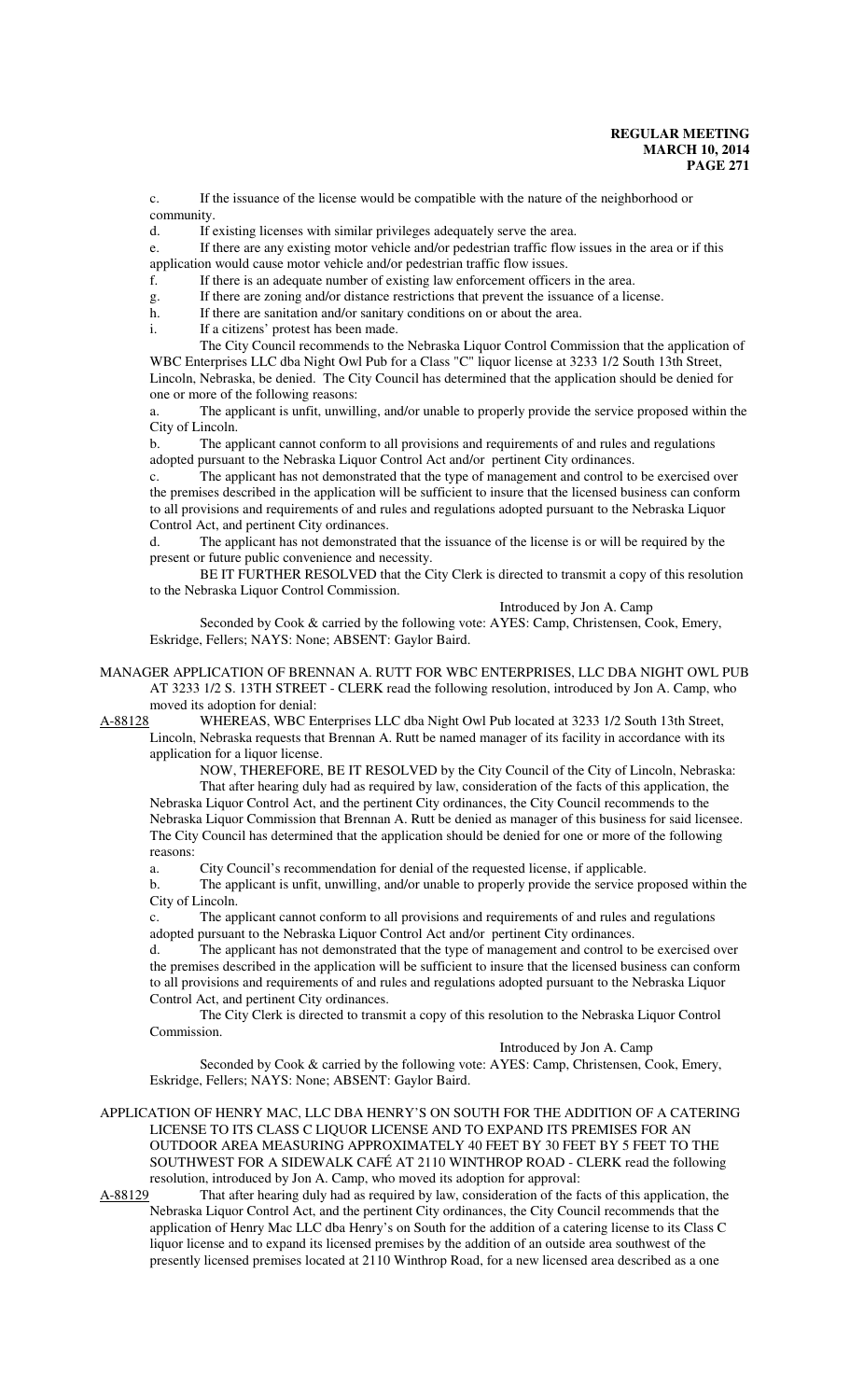c. If the issuance of the license would be compatible with the nature of the neighborhood or community.

d. If existing licenses with similar privileges adequately serve the area.

e. If there are any existing motor vehicle and/or pedestrian traffic flow issues in the area or if this application would cause motor vehicle and/or pedestrian traffic flow issues.

f. If there is an adequate number of existing law enforcement officers in the area.

g. If there are zoning and/or distance restrictions that prevent the issuance of a license.

h. If there are sanitation and/or sanitary conditions on or about the area.

i. If a citizens' protest has been made.

The City Council recommends to the Nebraska Liquor Control Commission that the application of WBC Enterprises LLC dba Night Owl Pub for a Class "C" liquor license at 3233 1/2 South 13th Street, Lincoln, Nebraska, be denied. The City Council has determined that the application should be denied for one or more of the following reasons:

a. The applicant is unfit, unwilling, and/or unable to properly provide the service proposed within the City of Lincoln.

b. The applicant cannot conform to all provisions and requirements of and rules and regulations adopted pursuant to the Nebraska Liquor Control Act and/or pertinent City ordinances.

c. The applicant has not demonstrated that the type of management and control to be exercised over the premises described in the application will be sufficient to insure that the licensed business can conform to all provisions and requirements of and rules and regulations adopted pursuant to the Nebraska Liquor Control Act, and pertinent City ordinances.

d. The applicant has not demonstrated that the issuance of the license is or will be required by the present or future public convenience and necessity.

BE IT FURTHER RESOLVED that the City Clerk is directed to transmit a copy of this resolution to the Nebraska Liquor Control Commission.

Introduced by Jon A. Camp

Seconded by Cook & carried by the following vote: AYES: Camp, Christensen, Cook, Emery, Eskridge, Fellers; NAYS: None; ABSENT: Gaylor Baird.

MANAGER APPLICATION OF BRENNAN A. RUTT FOR WBC ENTERPRISES, LLC DBA NIGHT OWL PUB AT 3233 1/2 S. 13TH STREET - CLERK read the following resolution, introduced by Jon A. Camp, who moved its adoption for denial:

A-88128 WHEREAS, WBC Enterprises LLC dba Night Owl Pub located at 3233 1/2 South 13th Street, Lincoln, Nebraska requests that Brennan A. Rutt be named manager of its facility in accordance with its application for a liquor license.

NOW, THEREFORE, BE IT RESOLVED by the City Council of the City of Lincoln, Nebraska:

That after hearing duly had as required by law, consideration of the facts of this application, the Nebraska Liquor Control Act, and the pertinent City ordinances, the City Council recommends to the Nebraska Liquor Commission that Brennan A. Rutt be denied as manager of this business for said licensee. The City Council has determined that the application should be denied for one or more of the following reasons:

a. City Council's recommendation for denial of the requested license, if applicable.

b. The applicant is unfit, unwilling, and/or unable to properly provide the service proposed within the City of Lincoln.

c. The applicant cannot conform to all provisions and requirements of and rules and regulations adopted pursuant to the Nebraska Liquor Control Act and/or pertinent City ordinances.

d. The applicant has not demonstrated that the type of management and control to be exercised over the premises described in the application will be sufficient to insure that the licensed business can conform to all provisions and requirements of and rules and regulations adopted pursuant to the Nebraska Liquor Control Act, and pertinent City ordinances.

The City Clerk is directed to transmit a copy of this resolution to the Nebraska Liquor Control Commission.

Introduced by Jon A. Camp

Seconded by Cook & carried by the following vote: AYES: Camp, Christensen, Cook, Emery, Eskridge, Fellers; NAYS: None; ABSENT: Gaylor Baird.

APPLICATION OF HENRY MAC, LLC DBA HENRY'S ON SOUTH FOR THE ADDITION OF A CATERING LICENSE TO ITS CLASS C LIQUOR LICENSE AND TO EXPAND ITS PREMISES FOR AN OUTDOOR AREA MEASURING APPROXIMATELY 40 FEET BY 30 FEET BY 5 FEET TO THE SOUTHWEST FOR A SIDEWALK CAFÉ AT 2110 WINTHROP ROAD - CLERK read the following resolution, introduced by Jon A. Camp, who moved its adoption for approval:

A-88129 That after hearing duly had as required by law, consideration of the facts of this application, the Nebraska Liquor Control Act, and the pertinent City ordinances, the City Council recommends that the application of Henry Mac LLC dba Henry's on South for the addition of a catering license to its Class C liquor license and to expand its licensed premises by the addition of an outside area southwest of the presently licensed premises located at 2110 Winthrop Road, for a new licensed area described as a one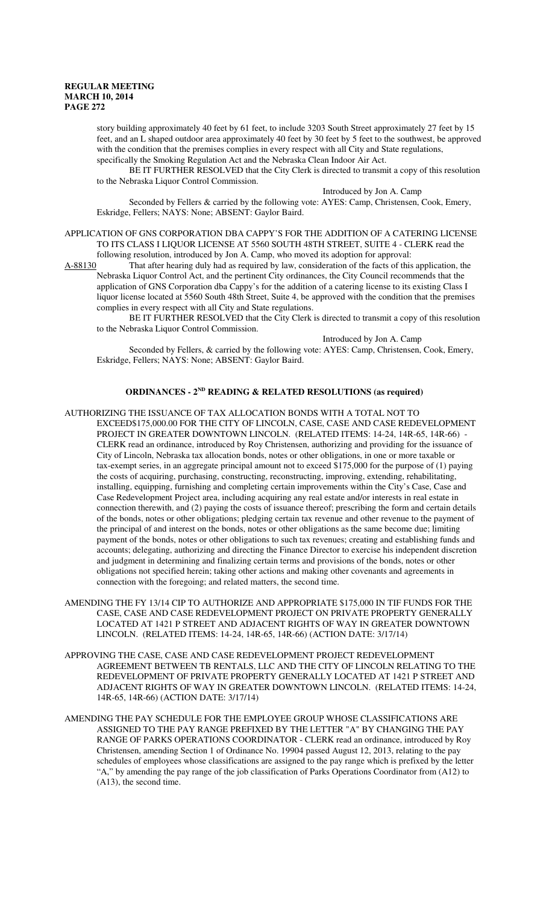story building approximately 40 feet by 61 feet, to include 3203 South Street approximately 27 feet by 15 feet, and an L shaped outdoor area approximately 40 feet by 30 feet by 5 feet to the southwest, be approved with the condition that the premises complies in every respect with all City and State regulations, specifically the Smoking Regulation Act and the Nebraska Clean Indoor Air Act.

BE IT FURTHER RESOLVED that the City Clerk is directed to transmit a copy of this resolution to the Nebraska Liquor Control Commission.

Introduced by Jon A. Camp

Seconded by Fellers & carried by the following vote: AYES: Camp, Christensen, Cook, Emery, Eskridge, Fellers; NAYS: None; ABSENT: Gaylor Baird.

APPLICATION OF GNS CORPORATION DBA CAPPY'S FOR THE ADDITION OF A CATERING LICENSE TO ITS CLASS I LIQUOR LICENSE AT 5560 SOUTH 48TH STREET, SUITE 4 - CLERK read the following resolution, introduced by Jon A. Camp, who moved its adoption for approval:

A-88130 That after hearing duly had as required by law, consideration of the facts of this application, the Nebraska Liquor Control Act, and the pertinent City ordinances, the City Council recommends that the application of GNS Corporation dba Cappy's for the addition of a catering license to its existing Class I liquor license located at 5560 South 48th Street, Suite 4, be approved with the condition that the premises complies in every respect with all City and State regulations.

BE IT FURTHER RESOLVED that the City Clerk is directed to transmit a copy of this resolution to the Nebraska Liquor Control Commission.

Introduced by Jon A. Camp

Seconded by Fellers, & carried by the following vote: AYES: Camp, Christensen, Cook, Emery, Eskridge, Fellers; NAYS: None; ABSENT: Gaylor Baird.

## ORDINANCES - 2ND READING & RELATED RESOLUTIONS (as required)

AUTHORIZING THE ISSUANCE OF TAX ALLOCATION BONDS WITH A TOTAL NOT TO EXCEED$175,000.00 FOR THE CITY OF LINCOLN, CASE, CASE AND CASE REDEVELOPMENT PROJECT IN GREATER DOWNTOWN LINCOLN. (RELATED ITEMS: 14-24, 14R-65, 14R-66) - CLERK read an ordinance, introduced by Roy Christensen, authorizing and providing for the issuance of City of Lincoln, Nebraska tax allocation bonds, notes or other obligations, in one or more taxable or tax-exempt series, in an aggregate principal amount not to exceed $175,000 for the purpose of (1) paying the costs of acquiring, purchasing, constructing, reconstructing, improving, extending, rehabilitating, installing, equipping, furnishing and completing certain improvements within the City's Case, Case and Case Redevelopment Project area, including acquiring any real estate and/or interests in real estate in connection therewith, and (2) paying the costs of issuance thereof; prescribing the form and certain details of the bonds, notes or other obligations; pledging certain tax revenue and other revenue to the payment of the principal of and interest on the bonds, notes or other obligations as the same become due; limiting payment of the bonds, notes or other obligations to such tax revenues; creating and establishing funds and accounts; delegating, authorizing and directing the Finance Director to exercise his independent discretion and judgment in determining and finalizing certain terms and provisions of the bonds, notes or other obligations not specified herein; taking other actions and making other covenants and agreements in connection with the foregoing; and related matters, the second time.

AMENDING THE FY 13/14 CIP TO AUTHORIZE AND APPROPRIATE $175,000 IN TIF FUNDS FOR THE CASE, CASE AND CASE REDEVELOPMENT PROJECT ON PRIVATE PROPERTY GENERALLY LOCATED AT 1421 P STREET AND ADJACENT RIGHTS OF WAY IN GREATER DOWNTOWN LINCOLN. (RELATED ITEMS: 14-24, 14R-65, 14R-66) (ACTION DATE: 3/17/14)

APPROVING THE CASE, CASE AND CASE REDEVELOPMENT PROJECT REDEVELOPMENT AGREEMENT BETWEEN TB RENTALS, LLC AND THE CITY OF LINCOLN RELATING TO THE REDEVELOPMENT OF PRIVATE PROPERTY GENERALLY LOCATED AT 1421 P STREET AND ADJACENT RIGHTS OF WAY IN GREATER DOWNTOWN LINCOLN. (RELATED ITEMS: 14-24, 14R-65, 14R-66) (ACTION DATE: 3/17/14)

AMENDING THE PAY SCHEDULE FOR THE EMPLOYEE GROUP WHOSE CLASSIFICATIONS ARE ASSIGNED TO THE PAY RANGE PREFIXED BY THE LETTER "A" BY CHANGING THE PAY RANGE OF PARKS OPERATIONS COORDINATOR - CLERK read an ordinance, introduced by Roy Christensen, amending Section 1 of Ordinance No. 19904 passed August 12, 2013, relating to the pay schedules of employees whose classifications are assigned to the pay range which is prefixed by the letter "A," by amending the pay range of the job classification of Parks Operations Coordinator from (A12) to (A13), the second time.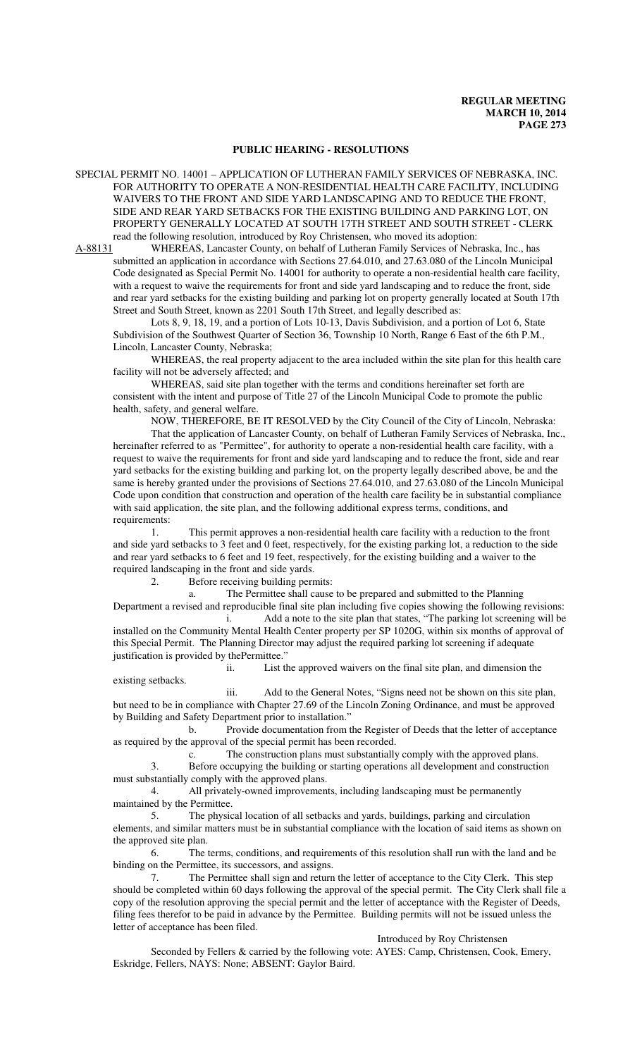## PUBLIC HEARING - RESOLUTIONS

SPECIAL PERMIT NO. 14001 – APPLICATION OF LUTHERAN FAMILY SERVICES OF NEBRASKA, INC. FOR AUTHORITY TO OPERATE A NON-RESIDENTIAL HEALTH CARE FACILITY, INCLUDING WAIVERS TO THE FRONT AND SIDE YARD LANDSCAPING AND TO REDUCE THE FRONT, SIDE AND REAR YARD SETBACKS FOR THE EXISTING BUILDING AND PARKING LOT, ON PROPERTY GENERALLY LOCATED AT SOUTH 17TH STREET AND SOUTH STREET - CLERK read the following resolution, introduced by Roy Christensen, who moved its adoption:

A-88131 WHEREAS, Lancaster County, on behalf of Lutheran Family Services of Nebraska, Inc., has submitted an application in accordance with Sections 27.64.010, and 27.63.080 of the Lincoln Municipal Code designated as Special Permit No. 14001 for authority to operate a non-residential health care facility, with a request to waive the requirements for front and side yard landscaping and to reduce the front, side and rear yard setbacks for the existing building and parking lot on property generally located at South 17th Street and South Street, known as 2201 South 17th Street, and legally described as:

Lots 8, 9, 18, 19, and a portion of Lots 10-13, Davis Subdivision, and a portion of Lot 6, State Subdivision of the Southwest Quarter of Section 36, Township 10 North, Range 6 East of the 6th P.M., Lincoln, Lancaster County, Nebraska;

WHEREAS, the real property adjacent to the area included within the site plan for this health care facility will not be adversely affected; and

WHEREAS, said site plan together with the terms and conditions hereinafter set forth are consistent with the intent and purpose of Title 27 of the Lincoln Municipal Code to promote the public health, safety, and general welfare.

NOW, THEREFORE, BE IT RESOLVED by the City Council of the City of Lincoln, Nebraska:

That the application of Lancaster County, on behalf of Lutheran Family Services of Nebraska, Inc., hereinafter referred to as "Permittee", for authority to operate a non-residential health care facility, with a request to waive the requirements for front and side yard landscaping and to reduce the front, side and rear yard setbacks for the existing building and parking lot, on the property legally described above, be and the same is hereby granted under the provisions of Sections 27.64.010, and 27.63.080 of the Lincoln Municipal Code upon condition that construction and operation of the health care facility be in substantial compliance with said application, the site plan, and the following additional express terms, conditions, and requirements:

1. This permit approves a non-residential health care facility with a reduction to the front and side yard setbacks to 3 feet and 0 feet, respectively, for the existing parking lot, a reduction to the side and rear yard setbacks to 6 feet and 19 feet, respectively, for the existing building and a waiver to the required landscaping in the front and side yards.

2. Before receiving building permits:

a. The Permittee shall cause to be prepared and submitted to the Planning Department a revised and reproducible final site plan including five copies showing the following revisions:

i. Add a note to the site plan that states, "The parking lot screening will be installed on the Community Mental Health Center property per SP 1020G, within six months of approval of this Special Permit. The Planning Director may adjust the required parking lot screening if adequate justification is provided by thePermittee."

ii. List the approved waivers on the final site plan, and dimension the existing setbacks.

iii. Add to the General Notes, "Signs need not be shown on this site plan, but need to be in compliance with Chapter 27.69 of the Lincoln Zoning Ordinance, and must be approved by Building and Safety Department prior to installation."

b. Provide documentation from the Register of Deeds that the letter of acceptance as required by the approval of the special permit has been recorded.

c. The construction plans must substantially comply with the approved plans.

3. Before occupying the building or starting operations all development and construction must substantially comply with the approved plans.

4. All privately-owned improvements, including landscaping must be permanently maintained by the Permittee.

5. The physical location of all setbacks and yards, buildings, parking and circulation elements, and similar matters must be in substantial compliance with the location of said items as shown on the approved site plan.

6. The terms, conditions, and requirements of this resolution shall run with the land and be binding on the Permittee, its successors, and assigns.

7. The Permittee shall sign and return the letter of acceptance to the City Clerk. This step should be completed within 60 days following the approval of the special permit. The City Clerk shall file a copy of the resolution approving the special permit and the letter of acceptance with the Register of Deeds, filing fees therefor to be paid in advance by the Permittee. Building permits will not be issued unless the letter of acceptance has been filed.

Introduced by Roy Christensen

Seconded by Fellers & carried by the following vote: AYES: Camp, Christensen, Cook, Emery, Eskridge, Fellers, NAYS: None; ABSENT: Gaylor Baird.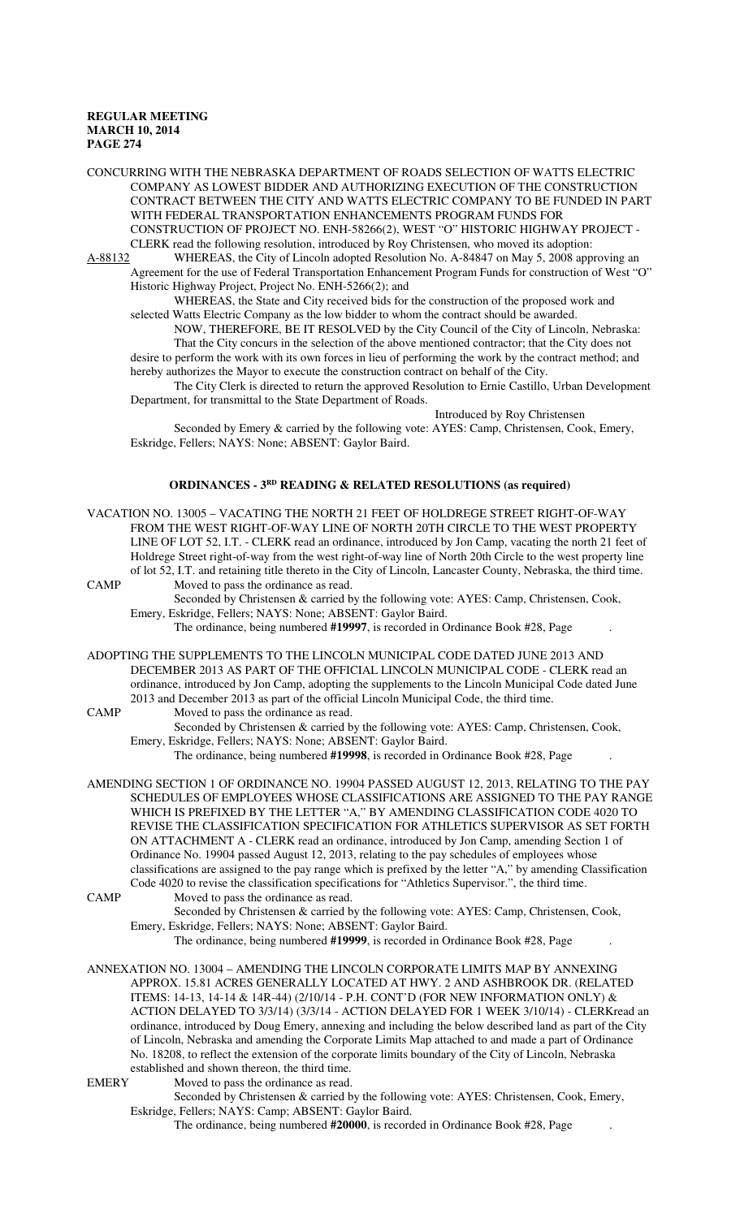CONCURRING WITH THE NEBRASKA DEPARTMENT OF ROADS SELECTION OF WATTS ELECTRIC COMPANY AS LOWEST BIDDER AND AUTHORIZING EXECUTION OF THE CONSTRUCTION CONTRACT BETWEEN THE CITY AND WATTS ELECTRIC COMPANY TO BE FUNDED IN PART WITH FEDERAL TRANSPORTATION ENHANCEMENTS PROGRAM FUNDS FOR CONSTRUCTION OF PROJECT NO. ENH-58266(2), WEST "O" HISTORIC HIGHWAY PROJECT - CLERK read the following resolution, introduced by Roy Christensen, who moved its adoption:

A-88132 WHEREAS, the City of Lincoln adopted Resolution No. A-84847 on May 5, 2008 approving an Agreement for the use of Federal Transportation Enhancement Program Funds for construction of West "O" Historic Highway Project, Project No. ENH-5266(2); and

WHEREAS, the State and City received bids for the construction of the proposed work and selected Watts Electric Company as the low bidder to whom the contract should be awarded.

NOW, THEREFORE, BE IT RESOLVED by the City Council of the City of Lincoln, Nebraska:

That the City concurs in the selection of the above mentioned contractor; that the City does not desire to perform the work with its own forces in lieu of performing the work by the contract method; and hereby authorizes the Mayor to execute the construction contract on behalf of the City.

The City Clerk is directed to return the approved Resolution to Ernie Castillo, Urban Development Department, for transmittal to the State Department of Roads.

Introduced by Roy Christensen

Seconded by Emery & carried by the following vote: AYES: Camp, Christensen, Cook, Emery, Eskridge, Fellers; NAYS: None; ABSENT: Gaylor Baird.

## ORDINANCES - 3RD READING & RELATED RESOLUTIONS (as required)

VACATION NO. 13005 – VACATING THE NORTH 21 FEET OF HOLDREGE STREET RIGHT-OF-WAY FROM THE WEST RIGHT-OF-WAY LINE OF NORTH 20TH CIRCLE TO THE WEST PROPERTY LINE OF LOT 52, I.T. - CLERK read an ordinance, introduced by Jon Camp, vacating the north 21 feet of Holdrege Street right-of-way from the west right-of-way line of North 20th Circle to the west property line of lot 52, I.T. and retaining title thereto in the City of Lincoln, Lancaster County, Nebraska, the third time.

CAMP Moved to pass the ordinance as read.

Seconded by Christensen & carried by the following vote: AYES: Camp, Christensen, Cook, Emery, Eskridge, Fellers; NAYS: None; ABSENT: Gaylor Baird.

The ordinance, being numbered **#19997**, is recorded in Ordinance Book #28, Page .

ADOPTING THE SUPPLEMENTS TO THE LINCOLN MUNICIPAL CODE DATED JUNE 2013 AND DECEMBER 2013 AS PART OF THE OFFICIAL LINCOLN MUNICIPAL CODE - CLERK read an ordinance, introduced by Jon Camp, adopting the supplements to the Lincoln Municipal Code dated June 2013 and December 2013 as part of the official Lincoln Municipal Code, the third time.

CAMP Moved to pass the ordinance as read.

Seconded by Christensen & carried by the following vote: AYES: Camp, Christensen, Cook, Emery, Eskridge, Fellers; NAYS: None; ABSENT: Gaylor Baird.

The ordinance, being numbered **#19998**, is recorded in Ordinance Book #28, Page .

AMENDING SECTION 1 OF ORDINANCE NO. 19904 PASSED AUGUST 12, 2013, RELATING TO THE PAY SCHEDULES OF EMPLOYEES WHOSE CLASSIFICATIONS ARE ASSIGNED TO THE PAY RANGE WHICH IS PREFIXED BY THE LETTER "A," BY AMENDING CLASSIFICATION CODE 4020 TO REVISE THE CLASSIFICATION SPECIFICATION FOR ATHLETICS SUPERVISOR AS SET FORTH ON ATTACHMENT A - CLERK read an ordinance, introduced by Jon Camp, amending Section 1 of Ordinance No. 19904 passed August 12, 2013, relating to the pay schedules of employees whose classifications are assigned to the pay range which is prefixed by the letter "A," by amending Classification Code 4020 to revise the classification specifications for "Athletics Supervisor.", the third time.

CAMP Moved to pass the ordinance as read.

Seconded by Christensen & carried by the following vote: AYES: Camp, Christensen, Cook, Emery, Eskridge, Fellers; NAYS: None; ABSENT: Gaylor Baird.

The ordinance, being numbered **#19999**, is recorded in Ordinance Book #28, Page .

ANNEXATION NO. 13004 – AMENDING THE LINCOLN CORPORATE LIMITS MAP BY ANNEXING APPROX. 15.81 ACRES GENERALLY LOCATED AT HWY. 2 AND ASHBROOK DR. (RELATED ITEMS: 14-13, 14-14 & 14R-44) (2/10/14 - P.H. CONT'D (FOR NEW INFORMATION ONLY) & ACTION DELAYED TO 3/3/14) (3/3/14 - ACTION DELAYED FOR 1 WEEK 3/10/14) - CLERKread an ordinance, introduced by Doug Emery, annexing and including the below described land as part of the City of Lincoln, Nebraska and amending the Corporate Limits Map attached to and made a part of Ordinance No. 18208, to reflect the extension of the corporate limits boundary of the City of Lincoln, Nebraska established and shown thereon, the third time.

EMERY Moved to pass the ordinance as read.

Seconded by Christensen & carried by the following vote: AYES: Christensen, Cook, Emery, Eskridge, Fellers; NAYS: Camp; ABSENT: Gaylor Baird.

The ordinance, being numbered **#20000**, is recorded in Ordinance Book #28, Page .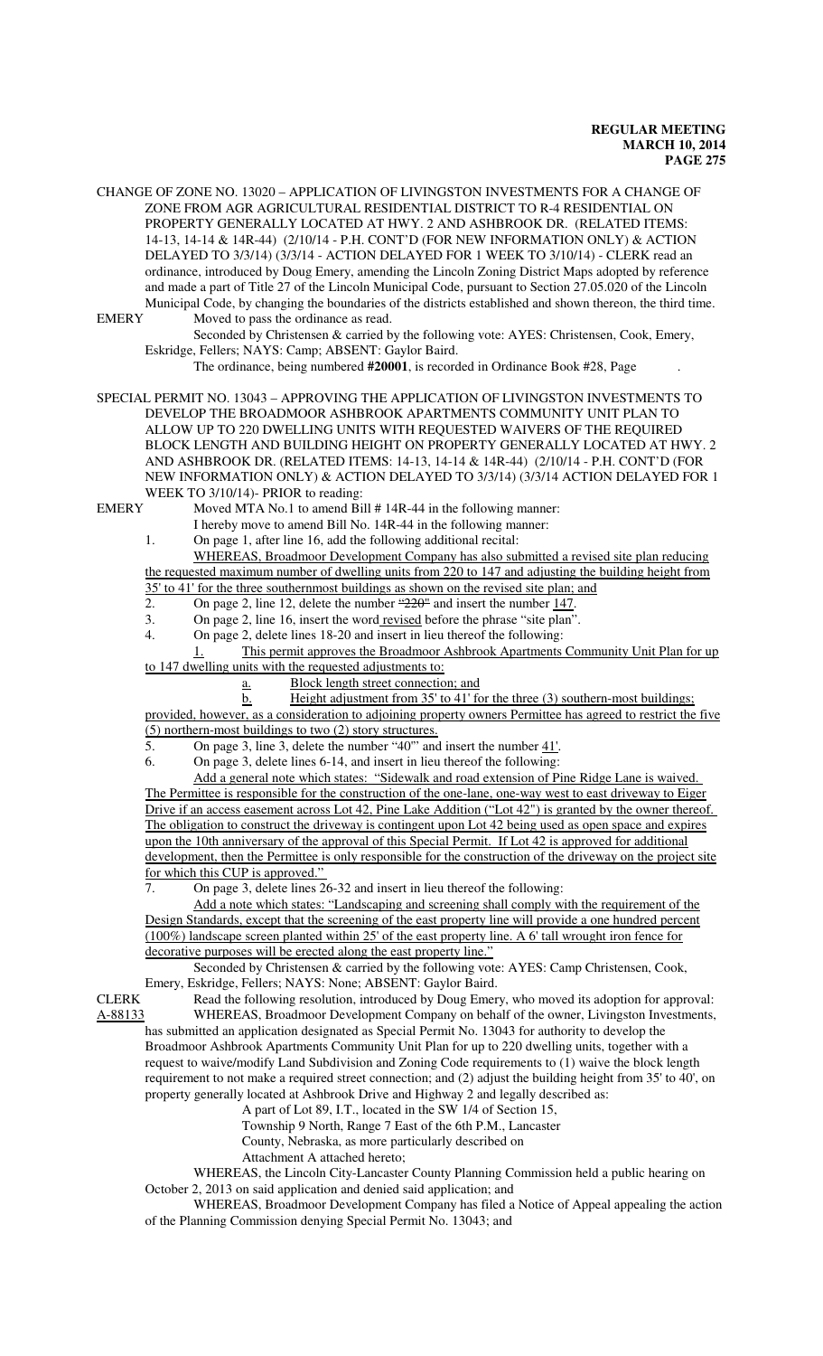CHANGE OF ZONE NO. 13020 – APPLICATION OF LIVINGSTON INVESTMENTS FOR A CHANGE OF ZONE FROM AGR AGRICULTURAL RESIDENTIAL DISTRICT TO R-4 RESIDENTIAL ON PROPERTY GENERALLY LOCATED AT HWY. 2 AND ASHBROOK DR. (RELATED ITEMS: 14-13, 14-14 & 14R-44) (2/10/14 - P.H. CONT'D (FOR NEW INFORMATION ONLY) & ACTION DELAYED TO 3/3/14) (3/3/14 - ACTION DELAYED FOR 1 WEEK TO 3/10/14) - CLERK read an ordinance, introduced by Doug Emery, amending the Lincoln Zoning District Maps adopted by reference and made a part of Title 27 of the Lincoln Municipal Code, pursuant to Section 27.05.020 of the Lincoln Municipal Code, by changing the boundaries of the districts established and shown thereon, the third time.

EMERY Moved to pass the ordinance as read.

Seconded by Christensen & carried by the following vote: AYES: Christensen, Cook, Emery, Eskridge, Fellers; NAYS: Camp; ABSENT: Gaylor Baird.

The ordinance, being numbered **#20001**, is recorded in Ordinance Book #28, Page .

SPECIAL PERMIT NO. 13043 – APPROVING THE APPLICATION OF LIVINGSTON INVESTMENTS TO DEVELOP THE BROADMOOR ASHBROOK APARTMENTS COMMUNITY UNIT PLAN TO ALLOW UP TO 220 DWELLING UNITS WITH REQUESTED WAIVERS OF THE REQUIRED BLOCK LENGTH AND BUILDING HEIGHT ON PROPERTY GENERALLY LOCATED AT HWY. 2 AND ASHBROOK DR. (RELATED ITEMS: 14-13, 14-14 & 14R-44) (2/10/14 - P.H. CONT'D (FOR NEW INFORMATION ONLY) & ACTION DELAYED TO 3/3/14) (3/3/14 ACTION DELAYED FOR 1 WEEK TO 3/10/14)- PRIOR to reading:

EMERY Moved MTA No.1 to amend Bill # 14R-44 in the following manner:

I hereby move to amend Bill No. 14R-44 in the following manner:

1. On page 1, after line 16, add the following additional recital:

WHEREAS, Broadmoor Development Company has also submitted a revised site plan reducing the requested maximum number of dwelling units from 220 to 147 and adjusting the building height from 35' to 41' for the three southernmost buildings as shown on the revised site plan; and

2. On page 2, line 12, delete the number ~~"220"~~ and insert the number 147.
3. On page 2, line 16, insert the word revised before the phrase "site plan".
4. On page 2, delete lines 18-20 and insert in lieu thereof the following:

1. This permit approves the Broadmoor Ashbrook Apartments Community Unit Plan for up to 147 dwelling units with the requested adjustments to:

a. Block length street connection; and

b. Height adjustment from 35' to 41' for the three (3) southern-most buildings;

provided, however, as a consideration to adjoining property owners Permittee has agreed to restrict the five (5) northern-most buildings to two (2) story structures.

5. On page 3, line 3, delete the number "40'" and insert the number 41'.
6. On page 3, delete lines 6-14, and insert in lieu thereof the following:

Add a general note which states: "Sidewalk and road extension of Pine Ridge Lane is waived. The Permittee is responsible for the construction of the one-lane, one-way west to east driveway to Eiger Drive if an access easement across Lot 42, Pine Lake Addition ("Lot 42") is granted by the owner thereof. The obligation to construct the driveway is contingent upon Lot 42 being used as open space and expires upon the 10th anniversary of the approval of this Special Permit. If Lot 42 is approved for additional development, then the Permittee is only responsible for the construction of the driveway on the project site for which this CUP is approved."

7. On page 3, delete lines 26-32 and insert in lieu thereof the following:

Add a note which states: "Landscaping and screening shall comply with the requirement of the Design Standards, except that the screening of the east property line will provide a one hundred percent (100%) landscape screen planted within 25' of the east property line. A 6' tall wrought iron fence for decorative purposes will be erected along the east property line."

Seconded by Christensen & carried by the following vote: AYES: Camp Christensen, Cook, Emery, Eskridge, Fellers; NAYS: None; ABSENT: Gaylor Baird.

CLERK Read the following resolution, introduced by Doug Emery, who moved its adoption for approval:

A-88133 WHEREAS, Broadmoor Development Company on behalf of the owner, Livingston Investments, has submitted an application designated as Special Permit No. 13043 for authority to develop the Broadmoor Ashbrook Apartments Community Unit Plan for up to 220 dwelling units, together with a request to waive/modify Land Subdivision and Zoning Code requirements to (1) waive the block length requirement to not make a required street connection; and (2) adjust the building height from 35' to 40', on property generally located at Ashbrook Drive and Highway 2 and legally described as:

A part of Lot 89, I.T., located in the SW 1/4 of Section 15,
Township 9 North, Range 7 East of the 6th P.M., Lancaster
County, Nebraska, as more particularly described on
Attachment A attached hereto;

WHEREAS, the Lincoln City-Lancaster County Planning Commission held a public hearing on October 2, 2013 on said application and denied said application; and

WHEREAS, Broadmoor Development Company has filed a Notice of Appeal appealing the action of the Planning Commission denying Special Permit No. 13043; and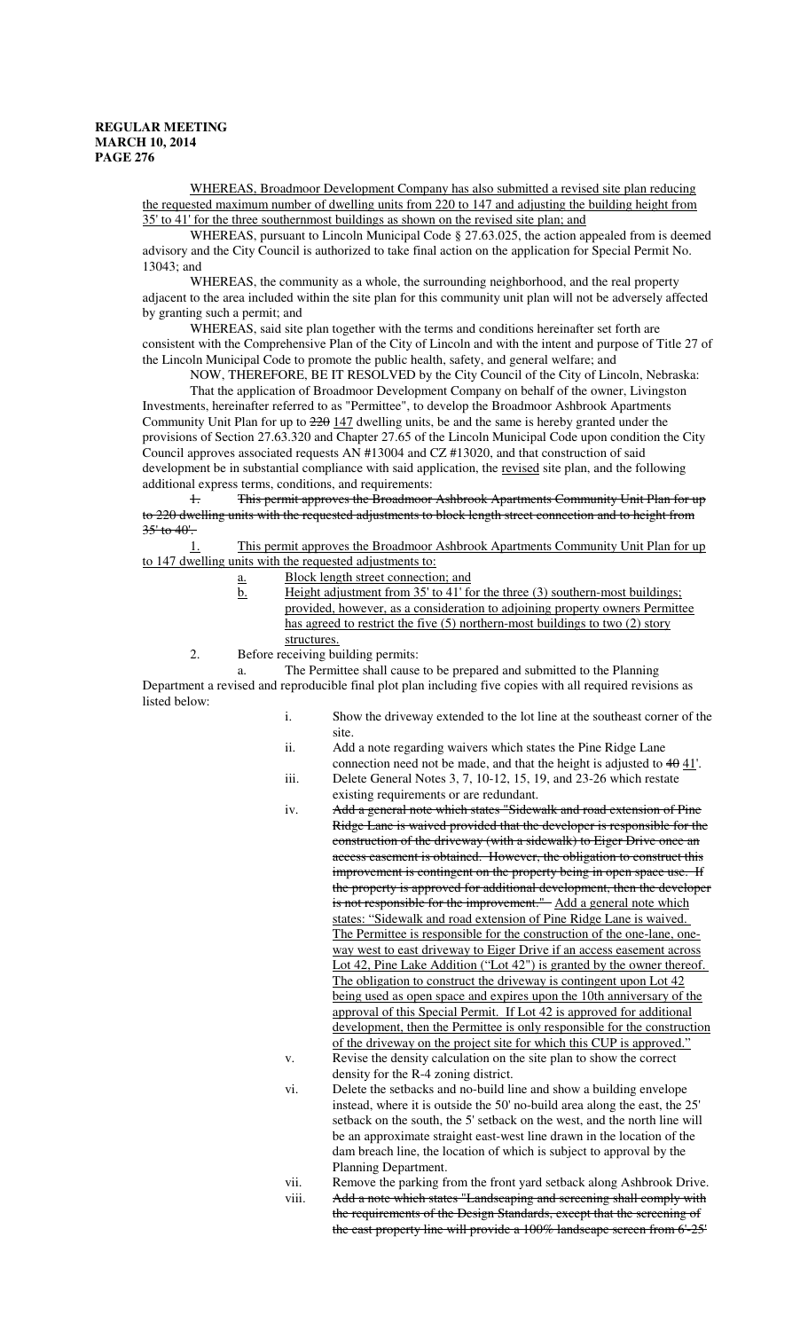WHEREAS, Broadmoor Development Company has also submitted a revised site plan reducing the requested maximum number of dwelling units from 220 to 147 and adjusting the building height from 35' to 41' for the three southernmost buildings as shown on the revised site plan; and

WHEREAS, pursuant to Lincoln Municipal Code § 27.63.025, the action appealed from is deemed advisory and the City Council is authorized to take final action on the application for Special Permit No. 13043; and

WHEREAS, the community as a whole, the surrounding neighborhood, and the real property adjacent to the area included within the site plan for this community unit plan will not be adversely affected by granting such a permit; and

WHEREAS, said site plan together with the terms and conditions hereinafter set forth are consistent with the Comprehensive Plan of the City of Lincoln and with the intent and purpose of Title 27 of the Lincoln Municipal Code to promote the public health, safety, and general welfare; and

NOW, THEREFORE, BE IT RESOLVED by the City Council of the City of Lincoln, Nebraska:

That the application of Broadmoor Development Company on behalf of the owner, Livingston Investments, hereinafter referred to as "Permittee", to develop the Broadmoor Ashbrook Apartments Community Unit Plan for up to ~~220~~ 147 dwelling units, be and the same is hereby granted under the provisions of Section 27.63.320 and Chapter 27.65 of the Lincoln Municipal Code upon condition the City Council approves associated requests AN #13004 and CZ #13020, and that construction of said development be in substantial compliance with said application, the revised site plan, and the following additional express terms, conditions, and requirements:

~~1. This permit approves the Broadmoor Ashbrook Apartments Community Unit Plan for up to 220 dwelling units with the requested adjustments to block length street connection and to height from 35' to 40'.~~

1. This permit approves the Broadmoor Ashbrook Apartments Community Unit Plan for up to 147 dwelling units with the requested adjustments to:
   a. Block length street connection; and
   b. Height adjustment from 35' to 41' for the three (3) southern-most buildings; provided, however, as a consideration to adjoining property owners Permittee has agreed to restrict the five (5) northern-most buildings to two (2) story structures.

2. Before receiving building permits:
   a. The Permittee shall cause to be prepared and submitted to the Planning Department a revised and reproducible final plot plan including five copies with all required revisions as listed below:
      i. Show the driveway extended to the lot line at the southeast corner of the site.
      ii. Add a note regarding waivers which states the Pine Ridge Lane connection need not be made, and that the height is adjusted to ~~40~~ 41'.
      iii. Delete General Notes 3, 7, 10-12, 15, 19, and 23-26 which restate existing requirements or are redundant.
      iv. ~~Add a general note which states "Sidewalk and road extension of Pine Ridge Lane is waived provided that the developer is responsible for the construction of the driveway (with a sidewalk) to Eiger Drive once an access easement is obtained. However, the obligation to construct this improvement is contingent on the property being in open space use. If the property is approved for additional development, then the developer is not responsible for the improvement."~~ Add a general note which states: "Sidewalk and road extension of Pine Ridge Lane is waived. The Permittee is responsible for the construction of the one-lane, one-way west to east driveway to Eiger Drive if an access easement across Lot 42, Pine Lake Addition ("Lot 42") is granted by the owner thereof. The obligation to construct the driveway is contingent upon Lot 42 being used as open space and expires upon the 10th anniversary of the approval of this Special Permit. If Lot 42 is approved for additional development, then the Permittee is only responsible for the construction of the driveway on the project site for which this CUP is approved."
      v. Revise the density calculation on the site plan to show the correct density for the R-4 zoning district.
      vi. Delete the setbacks and no-build line and show a building envelope instead, where it is outside the 50' no-build area along the east, the 25' setback on the south, the 5' setback on the west, and the north line will be an approximate straight east-west line drawn in the location of the dam breach line, the location of which is subject to approval by the Planning Department.
      vii. Remove the parking from the front yard setback along Ashbrook Drive.
      viii. ~~Add a note which states "Landscaping and screening shall comply with the requirements of the Design Standards, except that the screening of the east property line will provide a 100% landscape screen from 6'-25'~~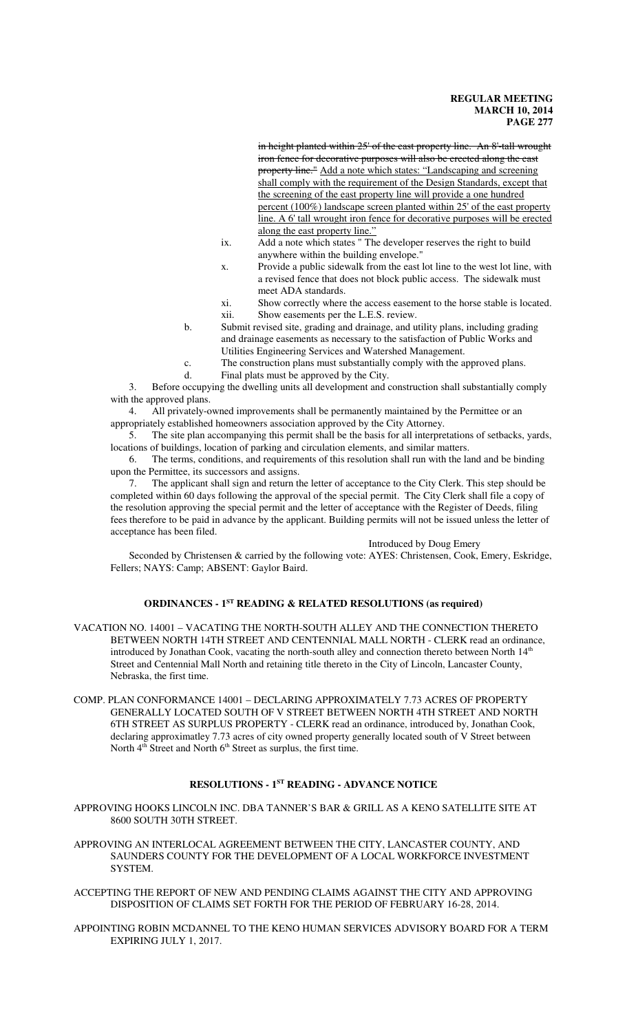~~in height planted within 25' of the east property line. An 8'-tall wrought iron fence for decorative purposes will also be erected along the east property line."~~ <u>Add a note which states: "Landscaping and screening shall comply with the requirement of the Design Standards, except that the screening of the east property line will provide a one hundred percent (100%) landscape screen planted within 25' of the east property line. A 6' tall wrought iron fence for decorative purposes will be erected along the east property line."</u>

ix. Add a note which states " The developer reserves the right to build anywhere within the building envelope."

x. Provide a public sidewalk from the east lot line to the west lot line, with a revised fence that does not block public access. The sidewalk must meet ADA standards.

xi. Show correctly where the access easement to the horse stable is located.

xii. Show easements per the L.E.S. review.

b. Submit revised site, grading and drainage, and utility plans, including grading and drainage easements as necessary to the satisfaction of Public Works and Utilities Engineering Services and Watershed Management.

c. The construction plans must substantially comply with the approved plans.

d. Final plats must be approved by the City.

3. Before occupying the dwelling units all development and construction shall substantially comply with the approved plans.

4. All privately-owned improvements shall be permanently maintained by the Permittee or an appropriately established homeowners association approved by the City Attorney.

5. The site plan accompanying this permit shall be the basis for all interpretations of setbacks, yards, locations of buildings, location of parking and circulation elements, and similar matters.

6. The terms, conditions, and requirements of this resolution shall run with the land and be binding upon the Permittee, its successors and assigns.

7. The applicant shall sign and return the letter of acceptance to the City Clerk. This step should be completed within 60 days following the approval of the special permit. The City Clerk shall file a copy of the resolution approving the special permit and the letter of acceptance with the Register of Deeds, filing fees therefore to be paid in advance by the applicant. Building permits will not be issued unless the letter of acceptance has been filed.

Introduced by Doug Emery

Seconded by Christensen & carried by the following vote: AYES: Christensen, Cook, Emery, Eskridge, Fellers; NAYS: Camp; ABSENT: Gaylor Baird.

## ORDINANCES - 1ST READING & RELATED RESOLUTIONS (as required)

VACATION NO. 14001 – VACATING THE NORTH-SOUTH ALLEY AND THE CONNECTION THERETO BETWEEN NORTH 14TH STREET AND CENTENNIAL MALL NORTH - CLERK read an ordinance, introduced by Jonathan Cook, vacating the north-south alley and connection thereto between North 14th Street and Centennial Mall North and retaining title thereto in the City of Lincoln, Lancaster County, Nebraska, the first time.

COMP. PLAN CONFORMANCE 14001 – DECLARING APPROXIMATELY 7.73 ACRES OF PROPERTY GENERALLY LOCATED SOUTH OF V STREET BETWEEN NORTH 4TH STREET AND NORTH 6TH STREET AS SURPLUS PROPERTY - CLERK read an ordinance, introduced by, Jonathan Cook, declaring approximatley 7.73 acres of city owned property generally located south of V Street between North 4th Street and North 6th Street as surplus, the first time.

## RESOLUTIONS - 1ST READING - ADVANCE NOTICE

APPROVING HOOKS LINCOLN INC. DBA TANNER'S BAR & GRILL AS A KENO SATELLITE SITE AT 8600 SOUTH 30TH STREET.

APPROVING AN INTERLOCAL AGREEMENT BETWEEN THE CITY, LANCASTER COUNTY, AND SAUNDERS COUNTY FOR THE DEVELOPMENT OF A LOCAL WORKFORCE INVESTMENT SYSTEM.

ACCEPTING THE REPORT OF NEW AND PENDING CLAIMS AGAINST THE CITY AND APPROVING DISPOSITION OF CLAIMS SET FORTH FOR THE PERIOD OF FEBRUARY 16-28, 2014.

APPOINTING ROBIN MCDANNEL TO THE KENO HUMAN SERVICES ADVISORY BOARD FOR A TERM EXPIRING JULY 1, 2017.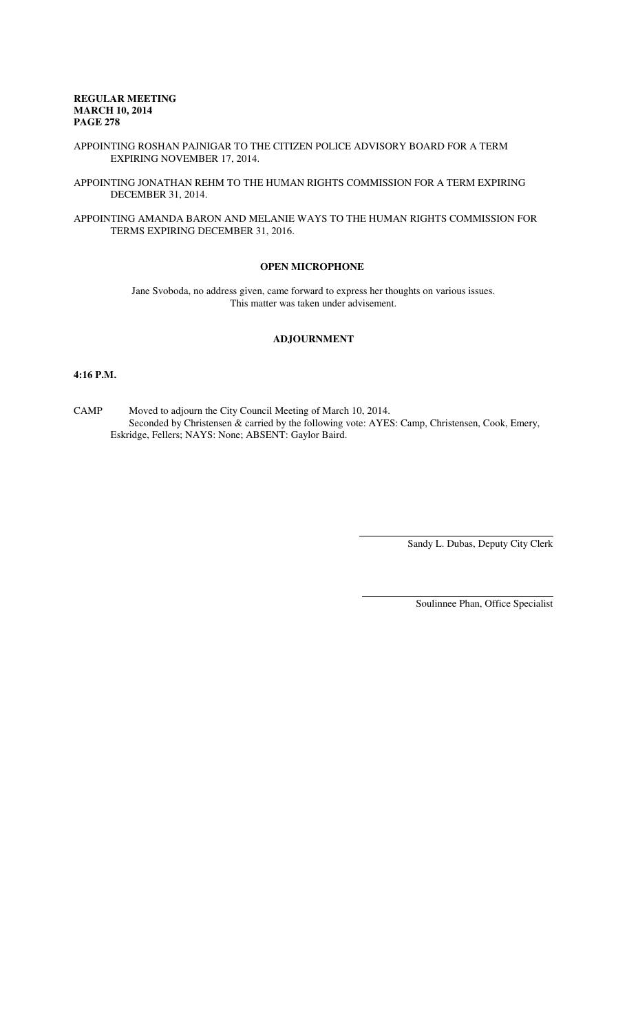APPOINTING ROSHAN PAJNIGAR TO THE CITIZEN POLICE ADVISORY BOARD FOR A TERM EXPIRING NOVEMBER 17, 2014.

APPOINTING JONATHAN REHM TO THE HUMAN RIGHTS COMMISSION FOR A TERM EXPIRING DECEMBER 31, 2014.

APPOINTING AMANDA BARON AND MELANIE WAYS TO THE HUMAN RIGHTS COMMISSION FOR TERMS EXPIRING DECEMBER 31, 2016.

## OPEN MICROPHONE

Jane Svoboda, no address given, came forward to express her thoughts on various issues. This matter was taken under advisement.

## ADJOURNMENT

**4:16 P.M.**

CAMP Moved to adjourn the City Council Meeting of March 10, 2014.
Seconded by Christensen & carried by the following vote: AYES: Camp, Christensen, Cook, Emery, Eskridge, Fellers; NAYS: None; ABSENT: Gaylor Baird.

Sandy L. Dubas, Deputy City Clerk

Soulinnee Phan, Office Specialist